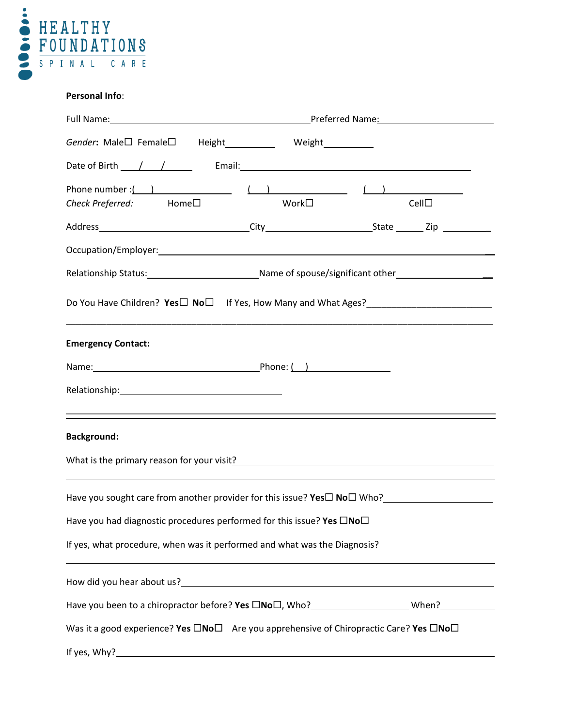# HEALTHY FOUNDATIONS
SPINAL CARE

**Personal Info**:

Full Name:_______________________________________ Preferred Name:______________________

*Gender*: Male☐ Female☐ Height__________ Weight__________

Date of Birth ___/___/______ Email:_____________________________________________

Phone number :(___)_______________ (___)_______________ (___)_______________

*Check Preferred:* Home☐ Work☐ Cell☐

Address_____________________________City_____________________State ______ Zip __________

Occupation/Employer:________________________________________________________________

Relationship Status:______________________Name of spouse/significant other___________________

Do You Have Children? **Yes**☐ **No**☐ If Yes, How Many and What Ages?________________________

_____________________________________________________________________________________

**Emergency Contact:**

Name:__________________________________Phone: (___)_______________

Relationship:_________________________________

---

**Background:**

What is the primary reason for your visit?_______________________________________________

_____________________________________________________________________________________

Have you sought care from another provider for this issue? **Yes**☐ **No**☐ Who?______________________

Have you had diagnostic procedures performed for this issue? **Yes** ☐**No**☐

If yes, what procedure, when was it performed and what was the Diagnosis?

_____________________________________________________________________________________

How did you hear about us?_______________________________________________________________

Have you been to a chiropractor before? **Yes** ☐**No**☐, Who?___________________ When?___________

Was it a good experience? **Yes** ☐**No**☐ Are you apprehensive of Chiropractic Care? **Yes** ☐**No**☐

If yes, Why?_________________________________________________________________________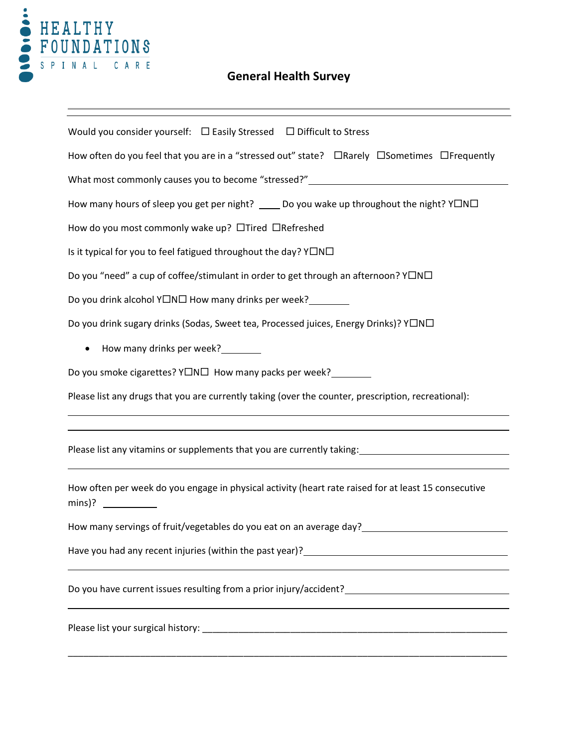HEALTHY FOUNDATIONS SPINAL CARE

## General Health Survey

---

Would you consider yourself: ☐ Easily Stressed ☐ Difficult to Stress

How often do you feel that you are in a "stressed out" state? ☐Rarely ☐Sometimes ☐Frequently

What most commonly causes you to become "stressed?" ______________________________

How many hours of sleep you get per night? ____ Do you wake up throughout the night? Y☐N☐

How do you most commonly wake up? ☐Tired ☐Refreshed

Is it typical for you to feel fatigued throughout the day? Y☐N☐

Do you "need" a cup of coffee/stimulant in order to get through an afternoon? Y☐N☐

Do you drink alcohol Y☐N☐ How many drinks per week? ________

Do you drink sugary drinks (Sodas, Sweet tea, Processed juices, Energy Drinks)? Y☐N☐

- How many drinks per week? ________

Do you smoke cigarettes? Y☐N☐ How many packs per week? ________

Please list any drugs that you are currently taking (over the counter, prescription, recreational):

______________________________________________________________________

______________________________________________________________________

Please list any vitamins or supplements that you are currently taking: ______________________________

______________________________________________________________________

How often per week do you engage in physical activity (heart rate raised for at least 15 consecutive mins)? __________

How many servings of fruit/vegetables do you eat on an average day? ______________________________

Have you had any recent injuries (within the past year)? ______________________________

______________________________________________________________________

Do you have current issues resulting from a prior injury/accident? ______________________________

______________________________________________________________________

Please list your surgical history: ______________________________________________________________________

______________________________________________________________________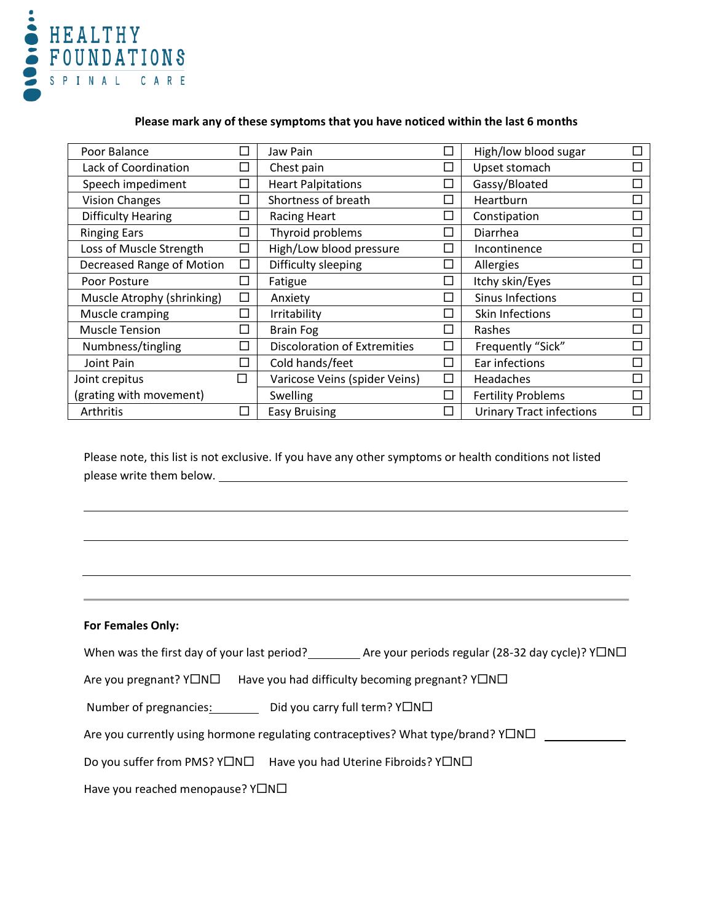HEALTHY FOUNDATIONS SPINAL CARE

**Please mark any of these symptoms that you have noticed within the last 6 months**

| | | | | | |
|---|---|---|---|---|---|
| Poor Balance | ☐ | Jaw Pain | ☐ | High/low blood sugar | ☐ |
| Lack of Coordination | ☐ | Chest pain | ☐ | Upset stomach | ☐ |
| Speech impediment | ☐ | Heart Palpitations | ☐ | Gassy/Bloated | ☐ |
| Vision Changes | ☐ | Shortness of breath | ☐ | Heartburn | ☐ |
| Difficulty Hearing | ☐ | Racing Heart | ☐ | Constipation | ☐ |
| Ringing Ears | ☐ | Thyroid problems | ☐ | Diarrhea | ☐ |
| Loss of Muscle Strength | ☐ | High/Low blood pressure | ☐ | Incontinence | ☐ |
| Decreased Range of Motion | ☐ | Difficulty sleeping | ☐ | Allergies | ☐ |
| Poor Posture | ☐ | Fatigue | ☐ | Itchy skin/Eyes | ☐ |
| Muscle Atrophy (shrinking) | ☐ | Anxiety | ☐ | Sinus Infections | ☐ |
| Muscle cramping | ☐ | Irritability | ☐ | Skin Infections | ☐ |
| Muscle Tension | ☐ | Brain Fog | ☐ | Rashes | ☐ |
| Numbness/tingling | ☐ | Discoloration of Extremities | ☐ | Frequently "Sick" | ☐ |
| Joint Pain | ☐ | Cold hands/feet | ☐ | Ear infections | ☐ |
| Joint crepitus (grating with movement) | ☐ | Varicose Veins (spider Veins) | ☐ | Headaches | ☐ |
| | | Swelling | ☐ | Fertility Problems | ☐ |
| Arthritis | ☐ | Easy Bruising | ☐ | Urinary Tract infections | ☐ |

Please note, this list is not exclusive. If you have any other symptoms or health conditions not listed please write them below. ________________________________________

________________________________________________________________________

________________________________________________________________________

________________________________________________________________________

**For Females Only:**

When was the first day of your last period?_________ Are your periods regular (28-32 day cycle)? Y☐N☐

Are you pregnant? Y☐N☐ Have you had difficulty becoming pregnant? Y☐N☐

Number of pregnancies:________ Did you carry full term? Y☐N☐

Are you currently using hormone regulating contraceptives? What type/brand? Y☐N☐ ____________

Do you suffer from PMS? Y☐N☐ Have you had Uterine Fibroids? Y☐N☐

Have you reached menopause? Y☐N☐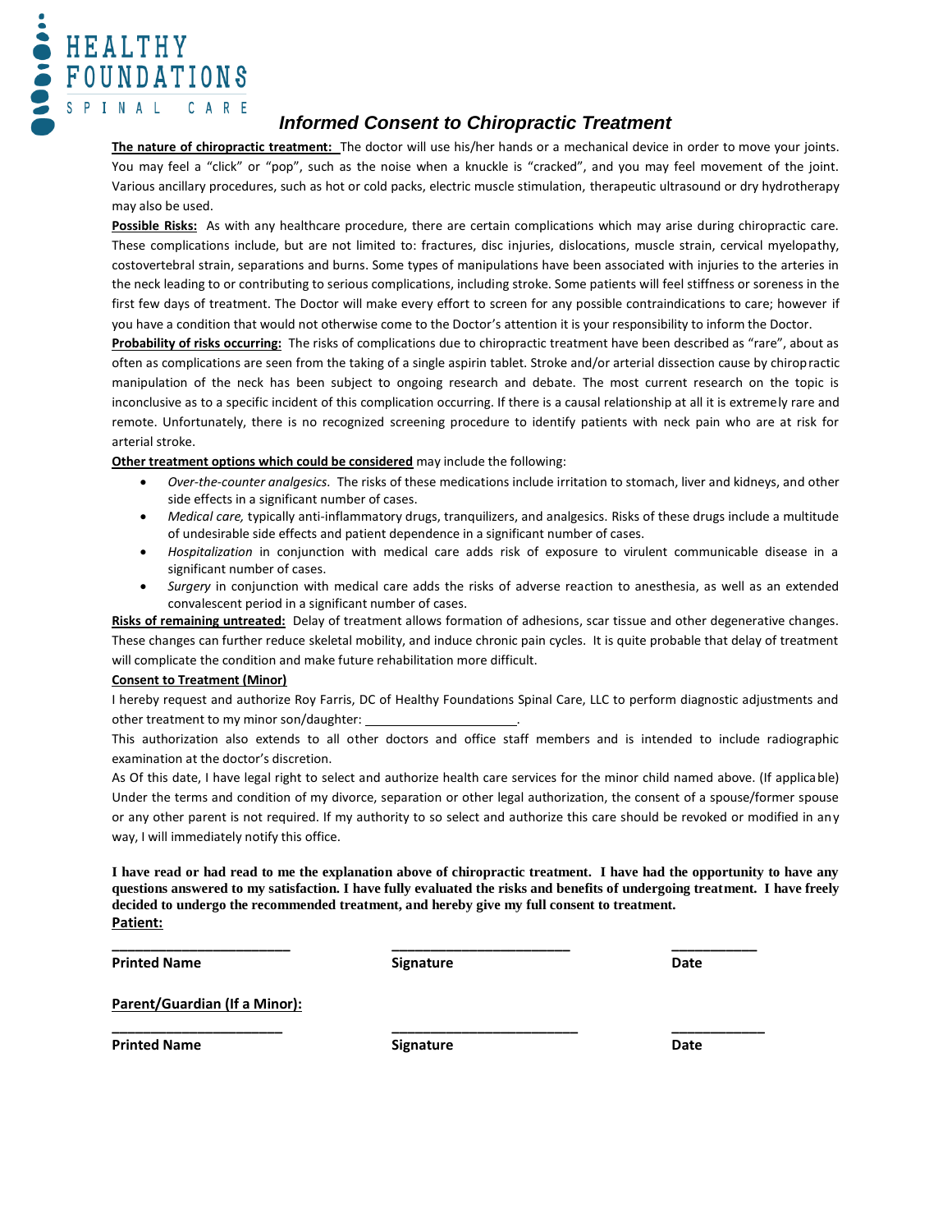HEALTHY FOUNDATIONS
SPINAL CARE

# *Informed Consent to Chiropractic Treatment*

**The nature of chiropractic treatment:** The doctor will use his/her hands or a mechanical device in order to move your joints. You may feel a "click" or "pop", such as the noise when a knuckle is "cracked", and you may feel movement of the joint. Various ancillary procedures, such as hot or cold packs, electric muscle stimulation, therapeutic ultrasound or dry hydrotherapy may also be used.

**Possible Risks:** As with any healthcare procedure, there are certain complications which may arise during chiropractic care. These complications include, but are not limited to: fractures, disc injuries, dislocations, muscle strain, cervical myelopathy, costovertebral strain, separations and burns. Some types of manipulations have been associated with injuries to the arteries in the neck leading to or contributing to serious complications, including stroke. Some patients will feel stiffness or soreness in the first few days of treatment. The Doctor will make every effort to screen for any possible contraindications to care; however if you have a condition that would not otherwise come to the Doctor's attention it is your responsibility to inform the Doctor.

**Probability of risks occurring:** The risks of complications due to chiropractic treatment have been described as "rare", about as often as complications are seen from the taking of a single aspirin tablet. Stroke and/or arterial dissection cause by chiropractic manipulation of the neck has been subject to ongoing research and debate. The most current research on the topic is inconclusive as to a specific incident of this complication occurring. If there is a causal relationship at all it is extremely rare and remote. Unfortunately, there is no recognized screening procedure to identify patients with neck pain who are at risk for arterial stroke.

**Other treatment options which could be considered** may include the following:

- *Over-the-counter analgesics.* The risks of these medications include irritation to stomach, liver and kidneys, and other side effects in a significant number of cases.
- *Medical care,* typically anti-inflammatory drugs, tranquilizers, and analgesics. Risks of these drugs include a multitude of undesirable side effects and patient dependence in a significant number of cases.
- *Hospitalization* in conjunction with medical care adds risk of exposure to virulent communicable disease in a significant number of cases.
- *Surgery* in conjunction with medical care adds the risks of adverse reaction to anesthesia, as well as an extended convalescent period in a significant number of cases.

**Risks of remaining untreated:** Delay of treatment allows formation of adhesions, scar tissue and other degenerative changes. These changes can further reduce skeletal mobility, and induce chronic pain cycles. It is quite probable that delay of treatment will complicate the condition and make future rehabilitation more difficult.

**Consent to Treatment (Minor)**

I hereby request and authorize Roy Farris, DC of Healthy Foundations Spinal Care, LLC to perform diagnostic adjustments and other treatment to my minor son/daughter: ____________________.

This authorization also extends to all other doctors and office staff members and is intended to include radiographic examination at the doctor's discretion.

As Of this date, I have legal right to select and authorize health care services for the minor child named above. (If applicable) Under the terms and condition of my divorce, separation or other legal authorization, the consent of a spouse/former spouse or any other parent is not required. If my authority to so select and authorize this care should be revoked or modified in any way, I will immediately notify this office.

**I have read or had read to me the explanation above of chiropractic treatment. I have had the opportunity to have any questions answered to my satisfaction. I have fully evaluated the risks and benefits of undergoing treatment. I have freely decided to undergo the recommended treatment, and hereby give my full consent to treatment.**

**Patient:**

| ______________________ | ______________________ | ___________ |
|---|---|---|
| **Printed Name** | **Signature** | **Date** |

**Parent/Guardian (If a Minor):**

| ______________________ | ______________________ | ___________ |
|---|---|---|
| **Printed Name** | **Signature** | **Date** |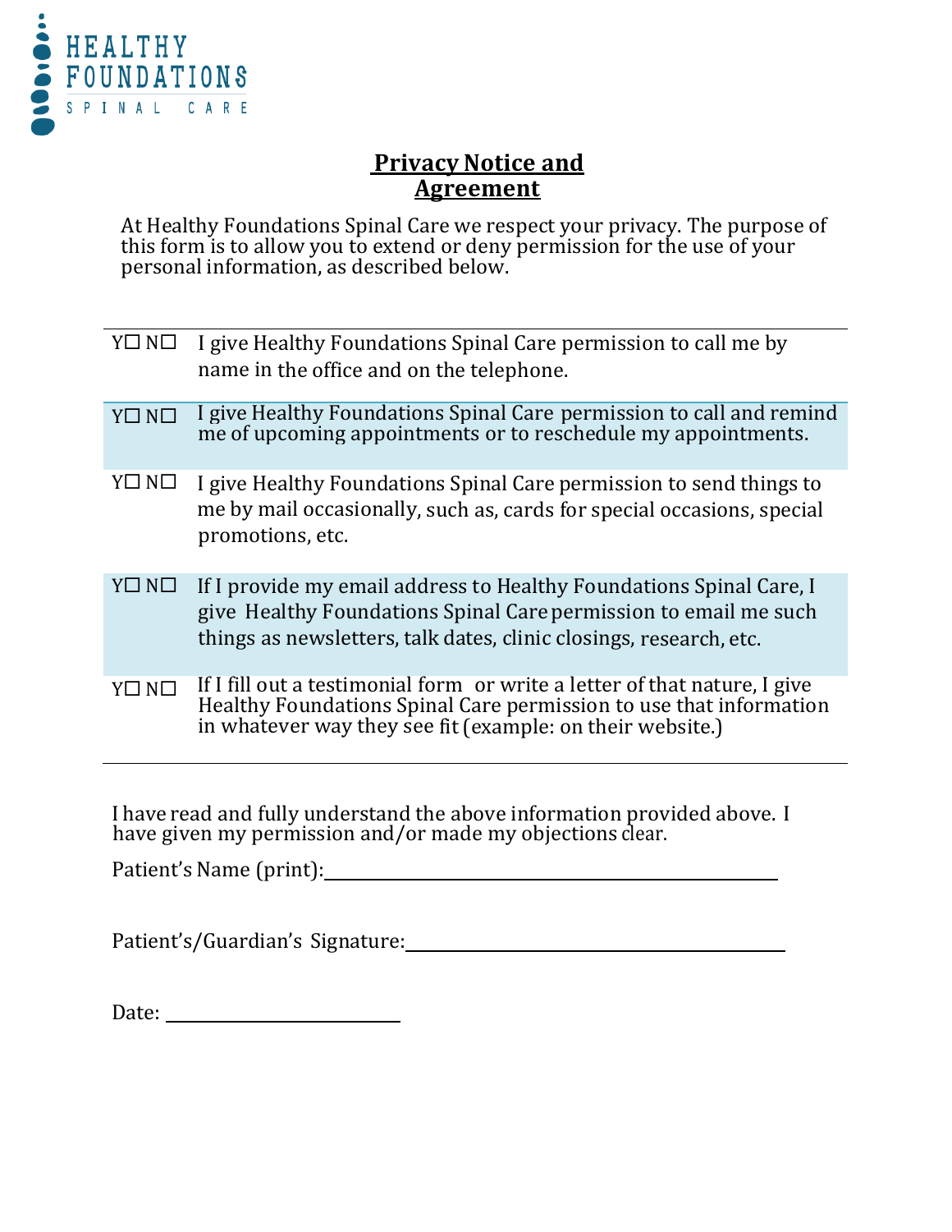HEALTHY FOUNDATIONS SPINAL CARE

# Privacy Notice and Agreement

At Healthy Foundations Spinal Care we respect your privacy. The purpose of this form is to allow you to extend or deny permission for the use of your personal information, as described below.

| | |
|---|---|
| Y☐ N☐ | I give Healthy Foundations Spinal Care permission to call me by name in the office and on the telephone. |
| Y☐ N☐ | I give Healthy Foundations Spinal Care permission to call and remind me of upcoming appointments or to reschedule my appointments. |
| Y☐ N☐ | I give Healthy Foundations Spinal Care permission to send things to me by mail occasionally, such as, cards for special occasions, special promotions, etc. |
| Y☐ N☐ | If I provide my email address to Healthy Foundations Spinal Care, I give Healthy Foundations Spinal Care permission to email me such things as newsletters, talk dates, clinic closings, research, etc. |
| Y☐ N☐ | If I fill out a testimonial form or write a letter of that nature, I give Healthy Foundations Spinal Care permission to use that information in whatever way they see fit (example: on their website.) |

I have read and fully understand the above information provided above. I have given my permission and/or made my objections clear.

Patient's Name (print):\_\_\_\_\_\_\_\_\_\_\_\_\_\_\_\_\_\_\_\_\_\_\_\_\_\_\_\_\_\_\_\_\_\_\_\_\_\_\_\_

Patient's/Guardian's Signature:\_\_\_\_\_\_\_\_\_\_\_\_\_\_\_\_\_\_\_\_\_\_\_\_\_\_\_\_\_\_\_\_\_\_

Date: \_\_\_\_\_\_\_\_\_\_\_\_\_\_\_\_\_\_\_\_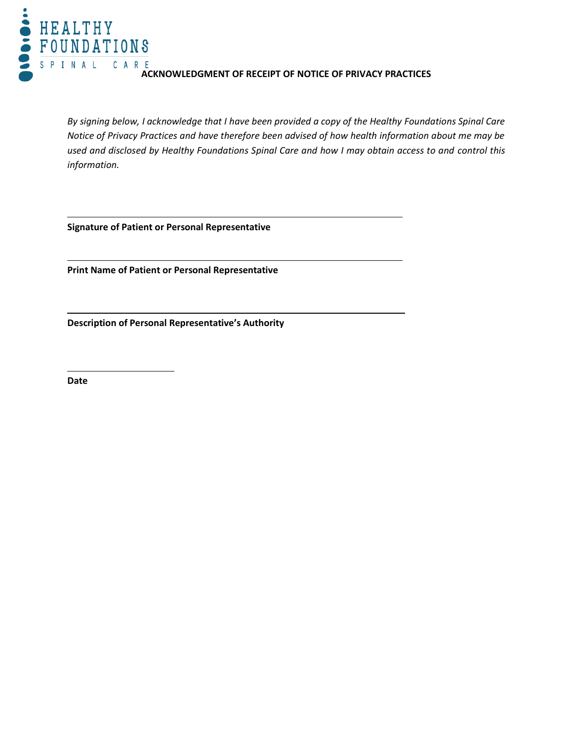HEALTHY FOUNDATIONS
SPINAL CARE

# ACKNOWLEDGMENT OF RECEIPT OF NOTICE OF PRIVACY PRACTICES

*By signing below, I acknowledge that I have been provided a copy of the Healthy Foundations Spinal Care Notice of Privacy Practices and have therefore been advised of how health information about me may be used and disclosed by Healthy Foundations Spinal Care and how I may obtain access to and control this information.*

\_\_\_\_\_\_\_\_\_\_\_\_\_\_\_\_\_\_\_\_\_\_\_\_\_\_\_\_\_\_\_\_\_\_\_\_\_\_\_\_\_\_\_\_\_\_\_\_\_\_\_\_

**Signature of Patient or Personal Representative**

\_\_\_\_\_\_\_\_\_\_\_\_\_\_\_\_\_\_\_\_\_\_\_\_\_\_\_\_\_\_\_\_\_\_\_\_\_\_\_\_\_\_\_\_\_\_\_\_\_\_\_\_

**Print Name of Patient or Personal Representative**

\_\_\_\_\_\_\_\_\_\_\_\_\_\_\_\_\_\_\_\_\_\_\_\_\_\_\_\_\_\_\_\_\_\_\_\_\_\_\_\_\_\_\_\_\_\_\_\_\_\_\_\_

**Description of Personal Representative's Authority**

\_\_\_\_\_\_\_\_\_\_\_\_\_\_\_\_

**Date**